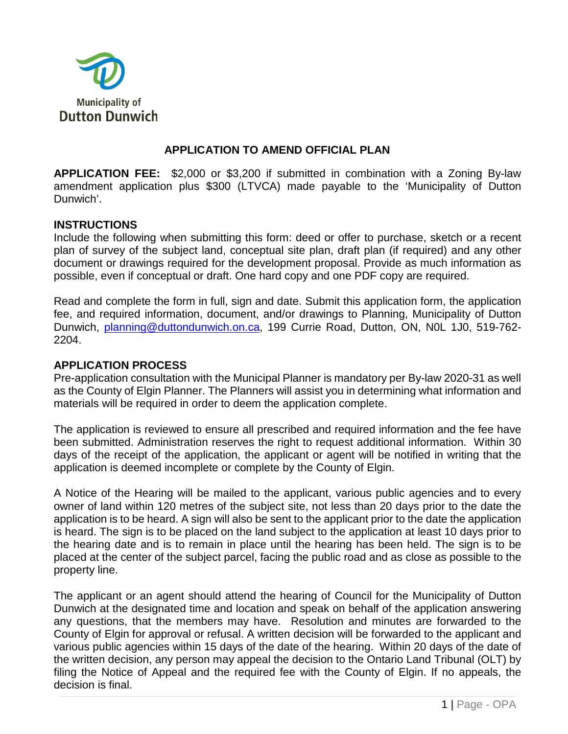Municipality of
Dutton Dunwich

# APPLICATION TO AMEND OFFICIAL PLAN

**APPLICATION FEE:** $2,000 or $3,200 if submitted in combination with a Zoning By-law amendment application plus $300 (LTVCA) made payable to the 'Municipality of Dutton Dunwich'.

## INSTRUCTIONS

Include the following when submitting this form: deed or offer to purchase, sketch or a recent plan of survey of the subject land, conceptual site plan, draft plan (if required) and any other document or drawings required for the development proposal. Provide as much information as possible, even if conceptual or draft. One hard copy and one PDF copy are required.

Read and complete the form in full, sign and date. Submit this application form, the application fee, and required information, document, and/or drawings to Planning, Municipality of Dutton Dunwich, planning@duttondunwich.on.ca, 199 Currie Road, Dutton, ON, N0L 1J0, 519-762-2204.

## APPLICATION PROCESS

Pre-application consultation with the Municipal Planner is mandatory per By-law 2020-31 as well as the County of Elgin Planner. The Planners will assist you in determining what information and materials will be required in order to deem the application complete.

The application is reviewed to ensure all prescribed and required information and the fee have been submitted. Administration reserves the right to request additional information. Within 30 days of the receipt of the application, the applicant or agent will be notified in writing that the application is deemed incomplete or complete by the County of Elgin.

A Notice of the Hearing will be mailed to the applicant, various public agencies and to every owner of land within 120 metres of the subject site, not less than 20 days prior to the date the application is to be heard. A sign will also be sent to the applicant prior to the date the application is heard. The sign is to be placed on the land subject to the application at least 10 days prior to the hearing date and is to remain in place until the hearing has been held. The sign is to be placed at the center of the subject parcel, facing the public road and as close as possible to the property line.

The applicant or an agent should attend the hearing of Council for the Municipality of Dutton Dunwich at the designated time and location and speak on behalf of the application answering any questions, that the members may have. Resolution and minutes are forwarded to the County of Elgin for approval or refusal. A written decision will be forwarded to the applicant and various public agencies within 15 days of the date of the hearing. Within 20 days of the date of the written decision, any person may appeal the decision to the Ontario Land Tribunal (OLT) by filing the Notice of Appeal and the required fee with the County of Elgin. If no appeals, the decision is final.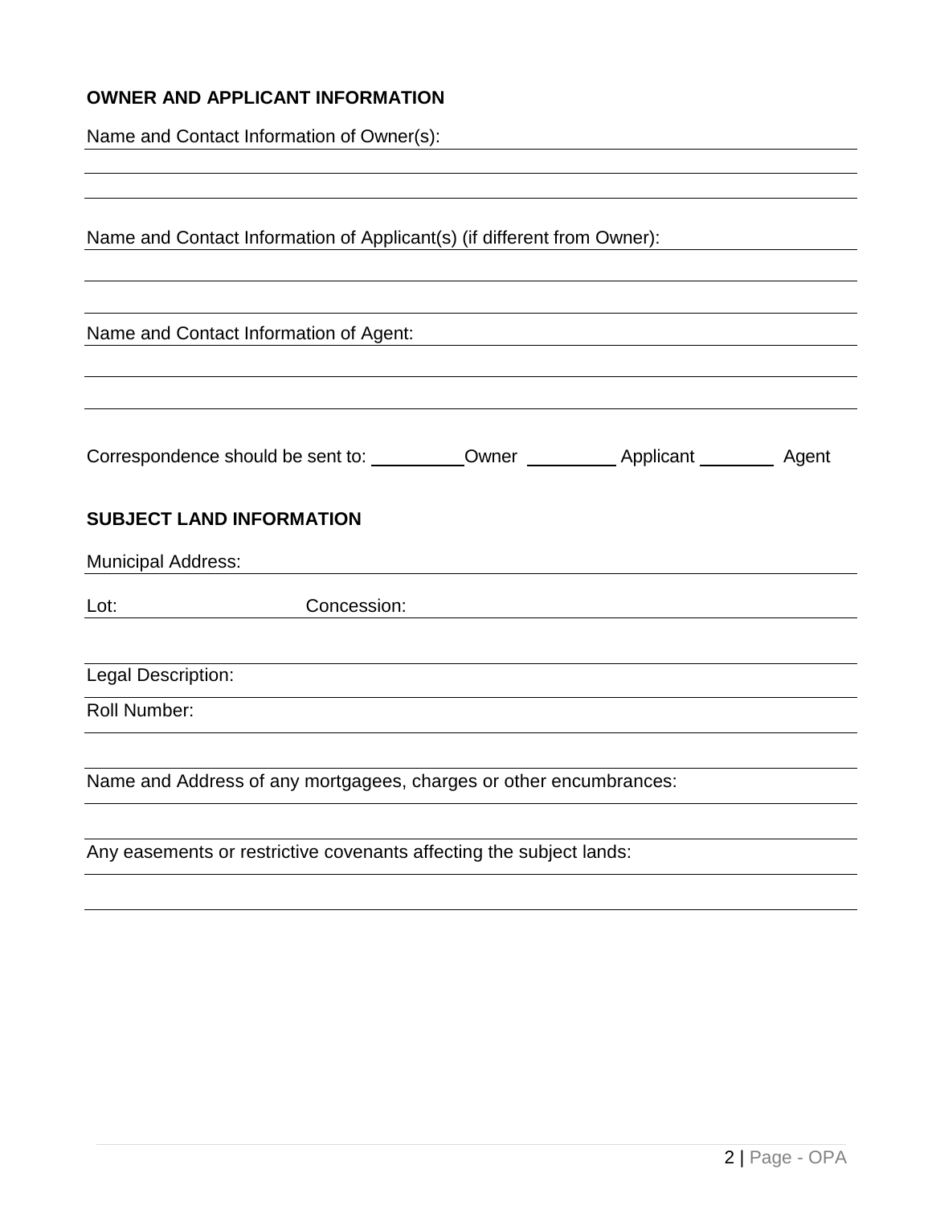**OWNER AND APPLICANT INFORMATION**

Name and Contact Information of Owner(s):

Name and Contact Information of Applicant(s) (if different from Owner):

Name and Contact Information of Agent:

Correspondence should be sent to: \_\_\_\_\_\_\_\_\_ Owner \_\_\_\_\_\_\_\_\_ Applicant \_\_\_\_\_\_\_\_ Agent

**SUBJECT LAND INFORMATION**

Municipal Address:

Lot: Concession:

Legal Description:

Roll Number:

Name and Address of any mortgagees, charges or other encumbrances:

Any easements or restrictive covenants affecting the subject lands: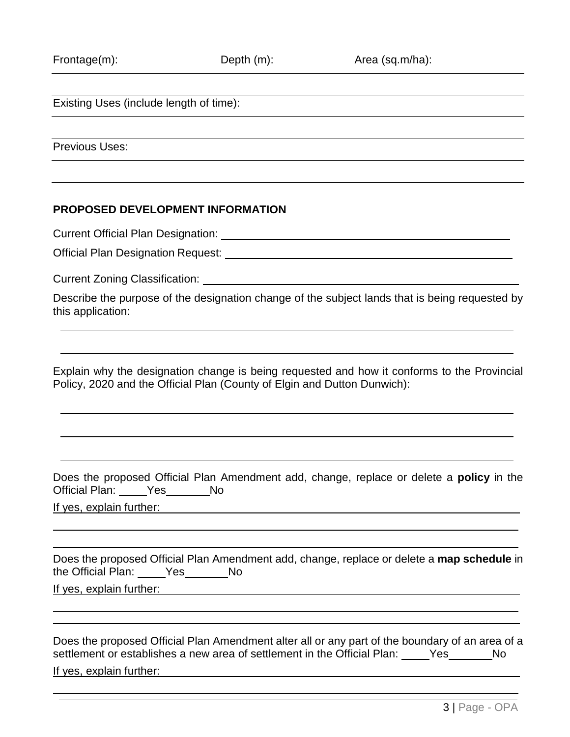Frontage(m): Depth (m): Area (sq.m/ha):

Existing Uses (include length of time):

Previous Uses:

**PROPOSED DEVELOPMENT INFORMATION**

Current Official Plan Designation: ______________________________

Official Plan Designation Request: ______________________________

Current Zoning Classification: ______________________________

Describe the purpose of the designation change of the subject lands that is being requested by this application:

______________________________

______________________________

Explain why the designation change is being requested and how it conforms to the Provincial Policy, 2020 and the Official Plan (County of Elgin and Dutton Dunwich):

______________________________

______________________________

______________________________

Does the proposed Official Plan Amendment add, change, replace or delete a **policy** in the Official Plan: ____Yes______No

If yes, explain further: ______________________________

______________________________

______________________________

Does the proposed Official Plan Amendment add, change, replace or delete a **map schedule** in the Official Plan: ____Yes______No

If yes, explain further: ______________________________

______________________________

______________________________

Does the proposed Official Plan Amendment alter all or any part of the boundary of an area of a settlement or establishes a new area of settlement in the Official Plan: ____Yes______No

If yes, explain further: ______________________________

______________________________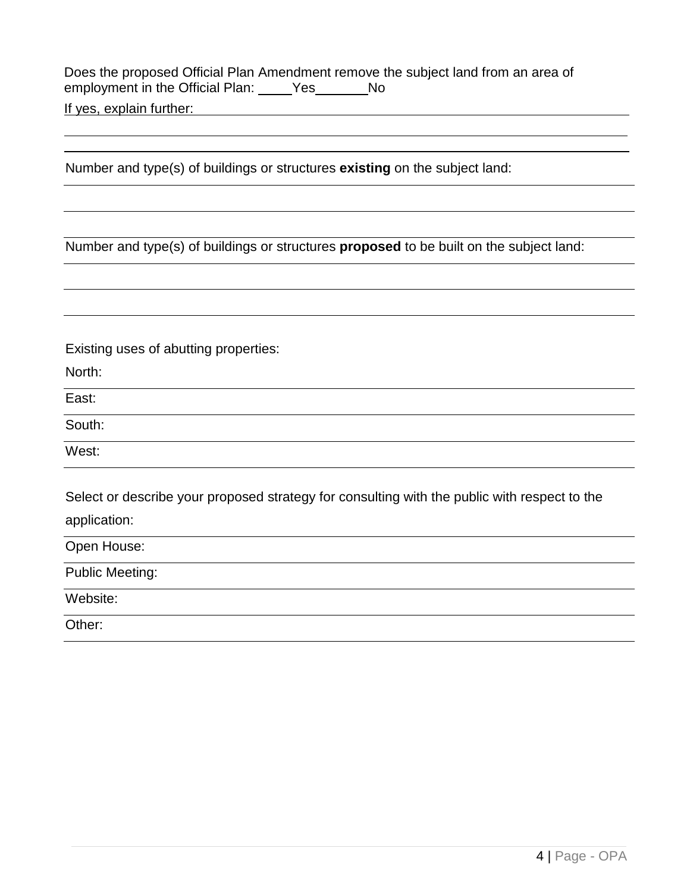Does the proposed Official Plan Amendment remove the subject land from an area of employment in the Official Plan: _____Yes_______No

If yes, explain further: ______________________________________________________________

______________________________________________________________

______________________________________________________________

Number and type(s) of buildings or structures **existing** on the subject land:

______________________________________________________________

______________________________________________________________

Number and type(s) of buildings or structures **proposed** to be built on the subject land:

______________________________________________________________

______________________________________________________________

______________________________________________________________

Existing uses of abutting properties:

North: ______________________________________________________________

East: ______________________________________________________________

South: ______________________________________________________________

West: ______________________________________________________________

Select or describe your proposed strategy for consulting with the public with respect to the application:

Open House: ______________________________________________________________

Public Meeting: ______________________________________________________________

Website: ______________________________________________________________

Other: ______________________________________________________________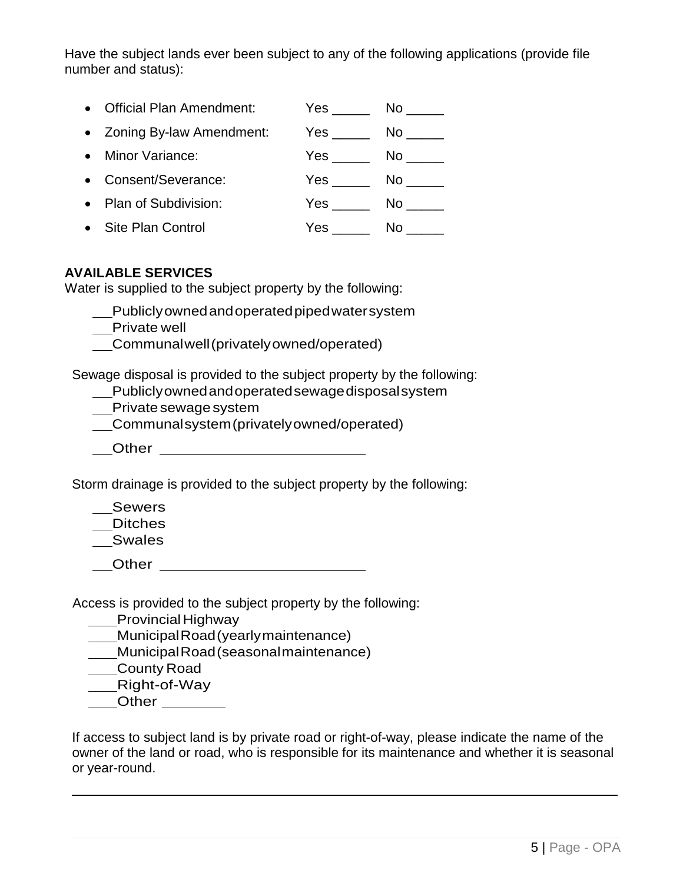Have the subject lands ever been subject to any of the following applications (provide file number and status):

- Official Plan Amendment: Yes _____ No _____
- Zoning By-law Amendment: Yes _____ No _____
- Minor Variance: Yes _____ No _____
- Consent/Severance: Yes _____ No _____
- Plan of Subdivision: Yes _____ No _____
- Site Plan Control Yes _____ No _____

**AVAILABLE SERVICES**

Water is supplied to the subject property by the following:

__Publicly owned and operated piped water system
__Private well
__Communal well (privately owned/operated)

Sewage disposal is provided to the subject property by the following:

__Publicly owned and operated sewage disposal system
__Private sewage system
__Communal system (privately owned/operated)
__Other ________________________

Storm drainage is provided to the subject property by the following:

__Sewers
__Ditches
__Swales
__Other ________________________

Access is provided to the subject property by the following:

____Provincial Highway
____Municipal Road (yearly maintenance)
____Municipal Road (seasonal maintenance)
____County Road
____Right-of-Way
____Other ________

If access to subject land is by private road or right-of-way, please indicate the name of the owner of the land or road, who is responsible for its maintenance and whether it is seasonal or year-round.

______________________________________________________________________________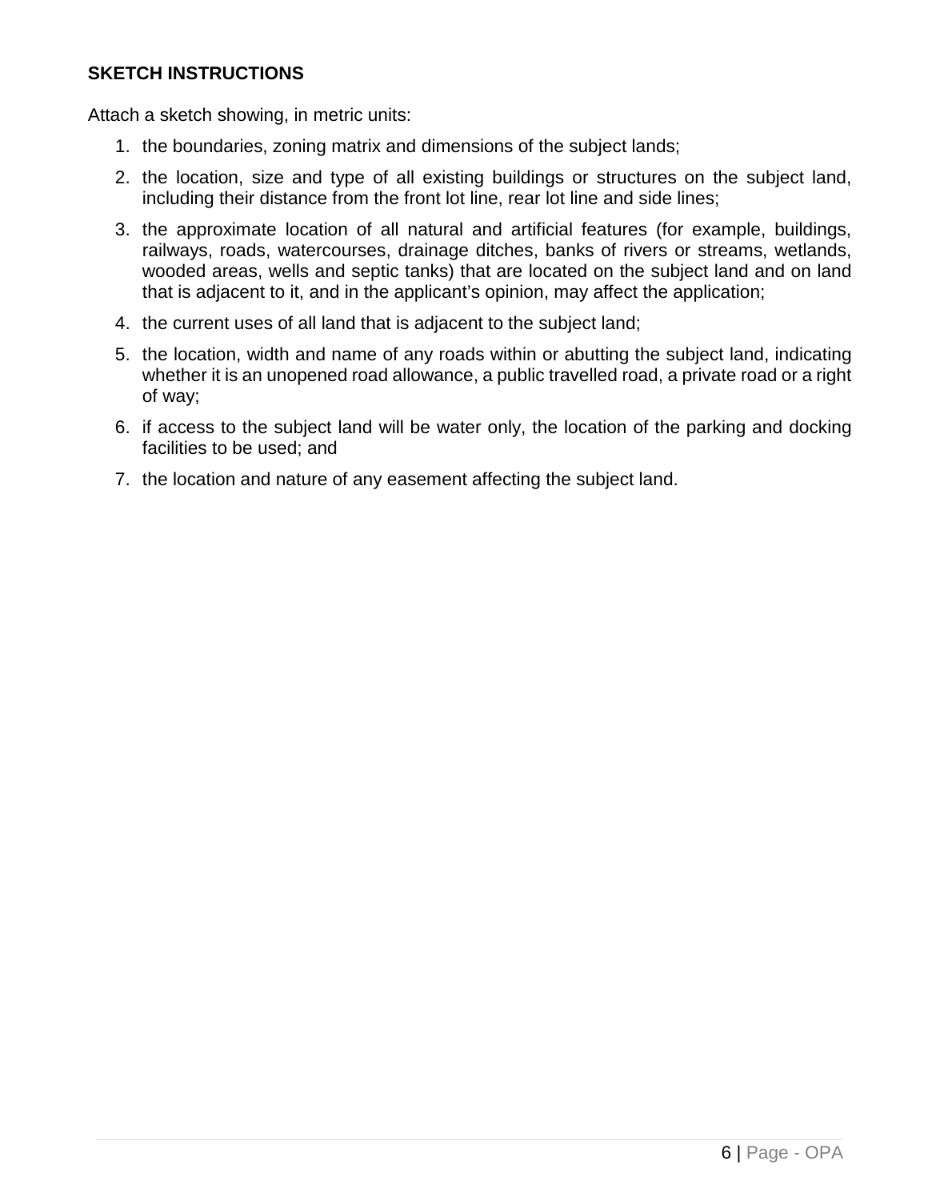**SKETCH INSTRUCTIONS**

Attach a sketch showing, in metric units:

1. the boundaries, zoning matrix and dimensions of the subject lands;
2. the location, size and type of all existing buildings or structures on the subject land, including their distance from the front lot line, rear lot line and side lines;
3. the approximate location of all natural and artificial features (for example, buildings, railways, roads, watercourses, drainage ditches, banks of rivers or streams, wetlands, wooded areas, wells and septic tanks) that are located on the subject land and on land that is adjacent to it, and in the applicant's opinion, may affect the application;
4. the current uses of all land that is adjacent to the subject land;
5. the location, width and name of any roads within or abutting the subject land, indicating whether it is an unopened road allowance, a public travelled road, a private road or a right of way;
6. if access to the subject land will be water only, the location of the parking and docking facilities to be used; and
7. the location and nature of any easement affecting the subject land.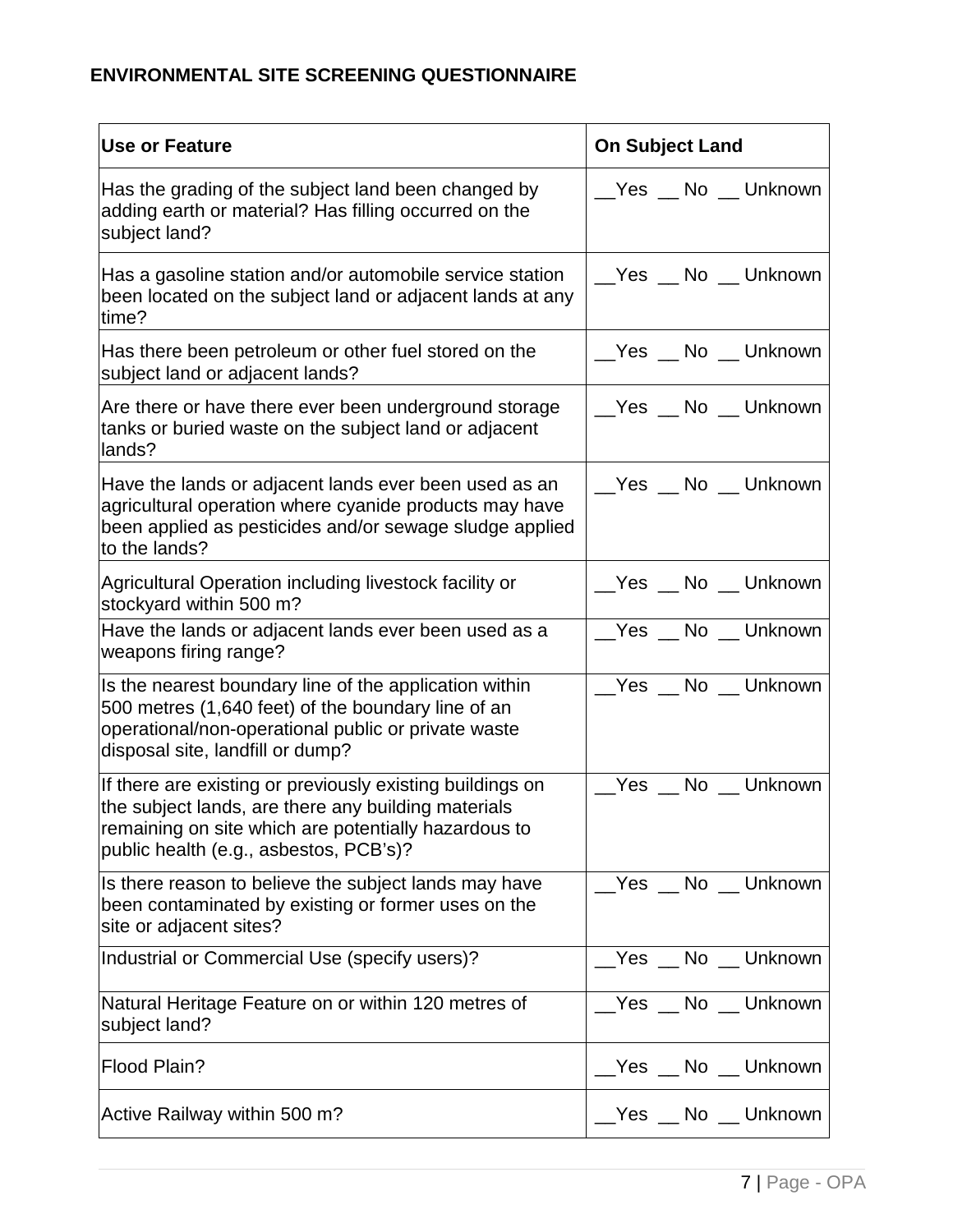**ENVIRONMENTAL SITE SCREENING QUESTIONNAIRE**

| Use or Feature | On Subject Land |
|---|---|
| Has the grading of the subject land been changed by adding earth or material? Has filling occurred on the subject land? | __Yes __ No __ Unknown |
| Has a gasoline station and/or automobile service station been located on the subject land or adjacent lands at any time? | __Yes __ No __ Unknown |
| Has there been petroleum or other fuel stored on the subject land or adjacent lands? | __Yes __ No __ Unknown |
| Are there or have there ever been underground storage tanks or buried waste on the subject land or adjacent lands? | __Yes __ No __ Unknown |
| Have the lands or adjacent lands ever been used as an agricultural operation where cyanide products may have been applied as pesticides and/or sewage sludge applied to the lands? | __Yes __ No __ Unknown |
| Agricultural Operation including livestock facility or stockyard within 500 m? | __Yes __ No __ Unknown |
| Have the lands or adjacent lands ever been used as a weapons firing range? | __Yes __ No __ Unknown |
| Is the nearest boundary line of the application within 500 metres (1,640 feet) of the boundary line of an operational/non-operational public or private waste disposal site, landfill or dump? | __Yes __ No __ Unknown |
| If there are existing or previously existing buildings on the subject lands, are there any building materials remaining on site which are potentially hazardous to public health (e.g., asbestos, PCB's)? | __Yes __ No __ Unknown |
| Is there reason to believe the subject lands may have been contaminated by existing or former uses on the site or adjacent sites? | __Yes __ No __ Unknown |
| Industrial or Commercial Use (specify users)? | __Yes __ No __ Unknown |
| Natural Heritage Feature on or within 120 metres of subject land? | __Yes __ No __ Unknown |
| Flood Plain? | __Yes __ No __ Unknown |
| Active Railway within 500 m? | __Yes __ No __ Unknown |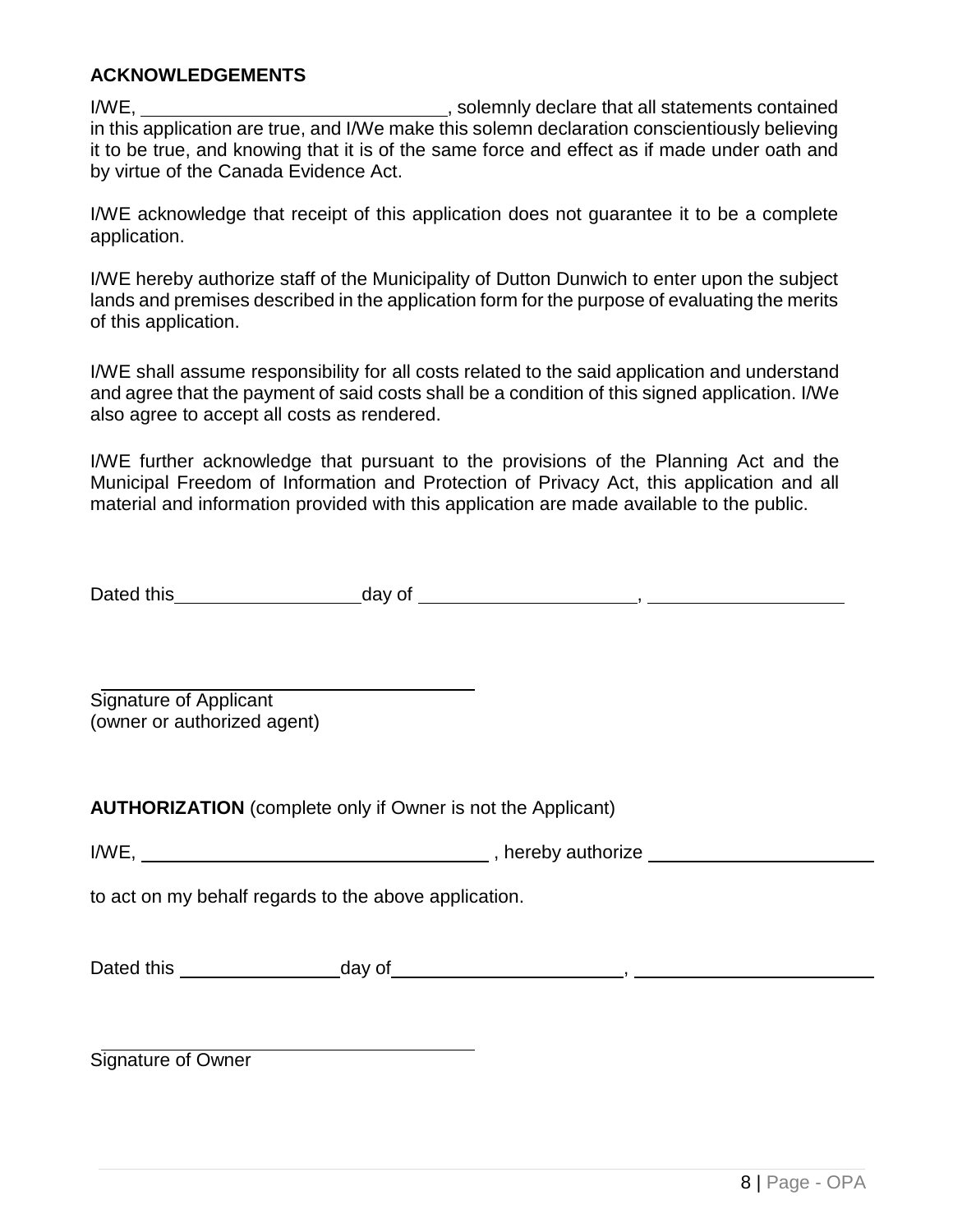**ACKNOWLEDGEMENTS**

I/WE, ______________________________, solemnly declare that all statements contained in this application are true, and I/We make this solemn declaration conscientiously believing it to be true, and knowing that it is of the same force and effect as if made under oath and by virtue of the Canada Evidence Act.

I/WE acknowledge that receipt of this application does not guarantee it to be a complete application.

I/WE hereby authorize staff of the Municipality of Dutton Dunwich to enter upon the subject lands and premises described in the application form for the purpose of evaluating the merits of this application.

I/WE shall assume responsibility for all costs related to the said application and understand and agree that the payment of said costs shall be a condition of this signed application. I/We also agree to accept all costs as rendered.

I/WE further acknowledge that pursuant to the provisions of the Planning Act and the Municipal Freedom of Information and Protection of Privacy Act, this application and all material and information provided with this application are made available to the public.

Dated this ________________ day of ____________________, __________________

____________________________________
Signature of Applicant
(owner or authorized agent)

**AUTHORIZATION** (complete only if Owner is not the Applicant)

I/WE, ________________________________, hereby authorize ______________________

to act on my behalf regards to the above application.

Dated this ______________ day of ____________________, ______________________

____________________________________
Signature of Owner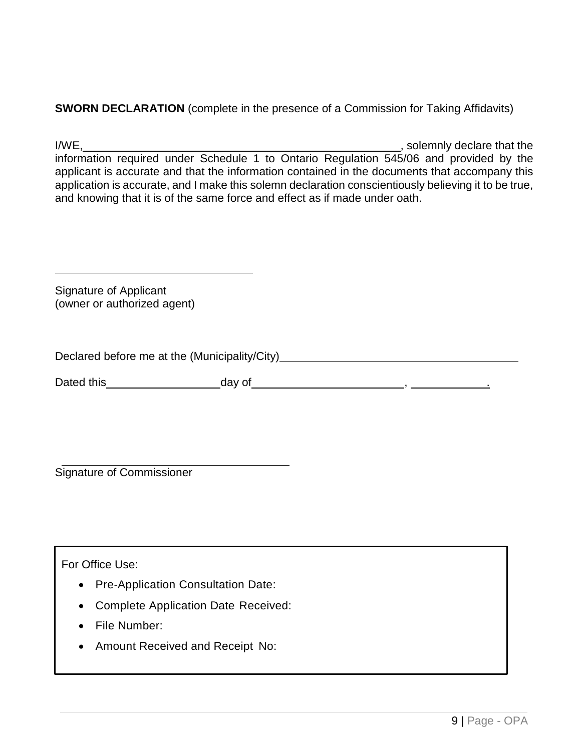**SWORN DECLARATION** (complete in the presence of a Commission for Taking Affidavits)

I/WE, ______________________________________________, solemnly declare that the information required under Schedule 1 to Ontario Regulation 545/06 and provided by the applicant is accurate and that the information contained in the documents that accompany this application is accurate, and I make this solemn declaration conscientiously believing it to be true, and knowing that it is of the same force and effect as if made under oath.

______________________________

Signature of Applicant
(owner or authorized agent)

Declared before me at the (Municipality/City)______________________________

Dated this________________day of____________________, __________.

______________________________

Signature of Commissioner

For Office Use:

- Pre-Application Consultation Date:
- Complete Application Date Received:
- File Number:
- Amount Received and Receipt No: